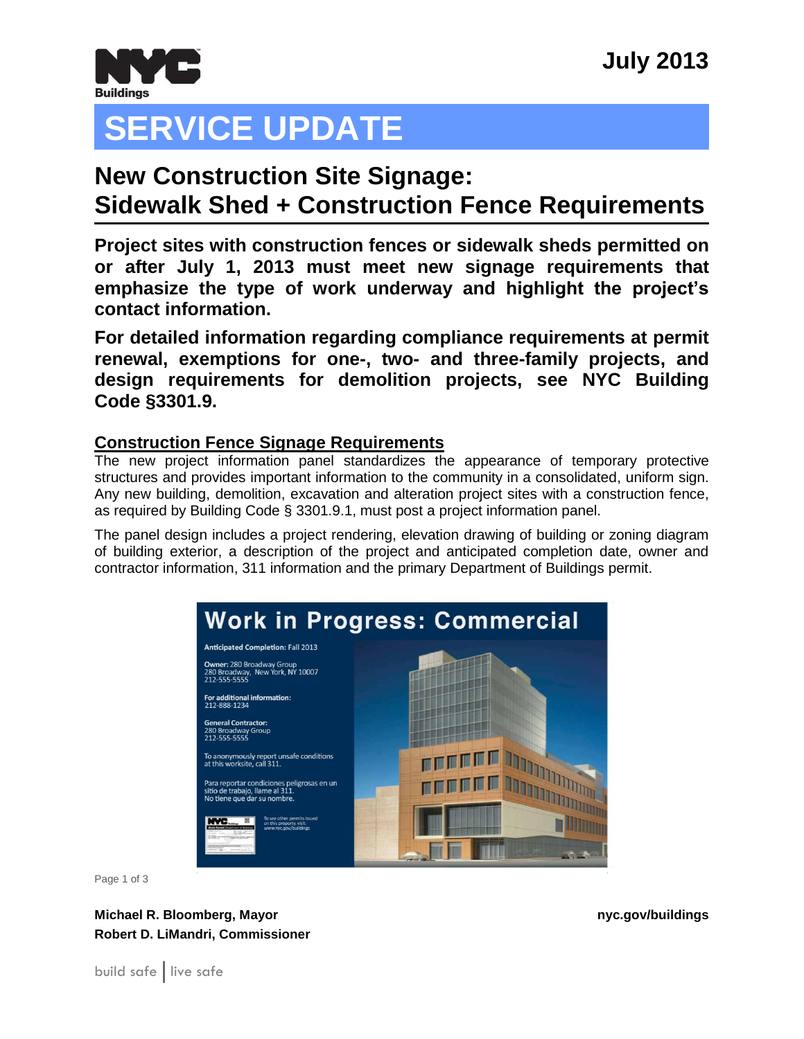July 2013

# SERVICE UPDATE

## New Construction Site Signage: Sidewalk Shed + Construction Fence Requirements

**Project sites with construction fences or sidewalk sheds permitted on or after July 1, 2013 must meet new signage requirements that emphasize the type of work underway and highlight the project's contact information.**

**For detailed information regarding compliance requirements at permit renewal, exemptions for one-, two- and three-family projects, and design requirements for demolition projects, see NYC Building Code §3301.9.**

### Construction Fence Signage Requirements

The new project information panel standardizes the appearance of temporary protective structures and provides important information to the community in a consolidated, uniform sign. Any new building, demolition, excavation and alteration project sites with a construction fence, as required by Building Code § 3301.9.1, must post a project information panel.

The panel design includes a project rendering, elevation drawing of building or zoning diagram of building exterior, a description of the project and anticipated completion date, owner and contractor information, 311 information and the primary Department of Buildings permit.

**Work in Progress: Commercial**

**Anticipated Completion:** Fall 2013

**Owner:** 280 Broadway Group
280 Broadway, New York, NY 10007
212-555-5555

**For additional information:**
212-888-1234

**General Contractor:**
280 Broadway Group
212-555-5555

To anonymously report unsafe conditions at this worksite, call 311.

Para reportar condiciones peligrosas en un sitio de trabajo, llame al 311.
No tiene que dar su nombre.

To see other permits issued on this property, visit: www.nyc.gov/buildings

Michael R. Bloomberg, Mayor
Robert D. LiMandri, Commissioner

nyc.gov/buildings

build safe | live safe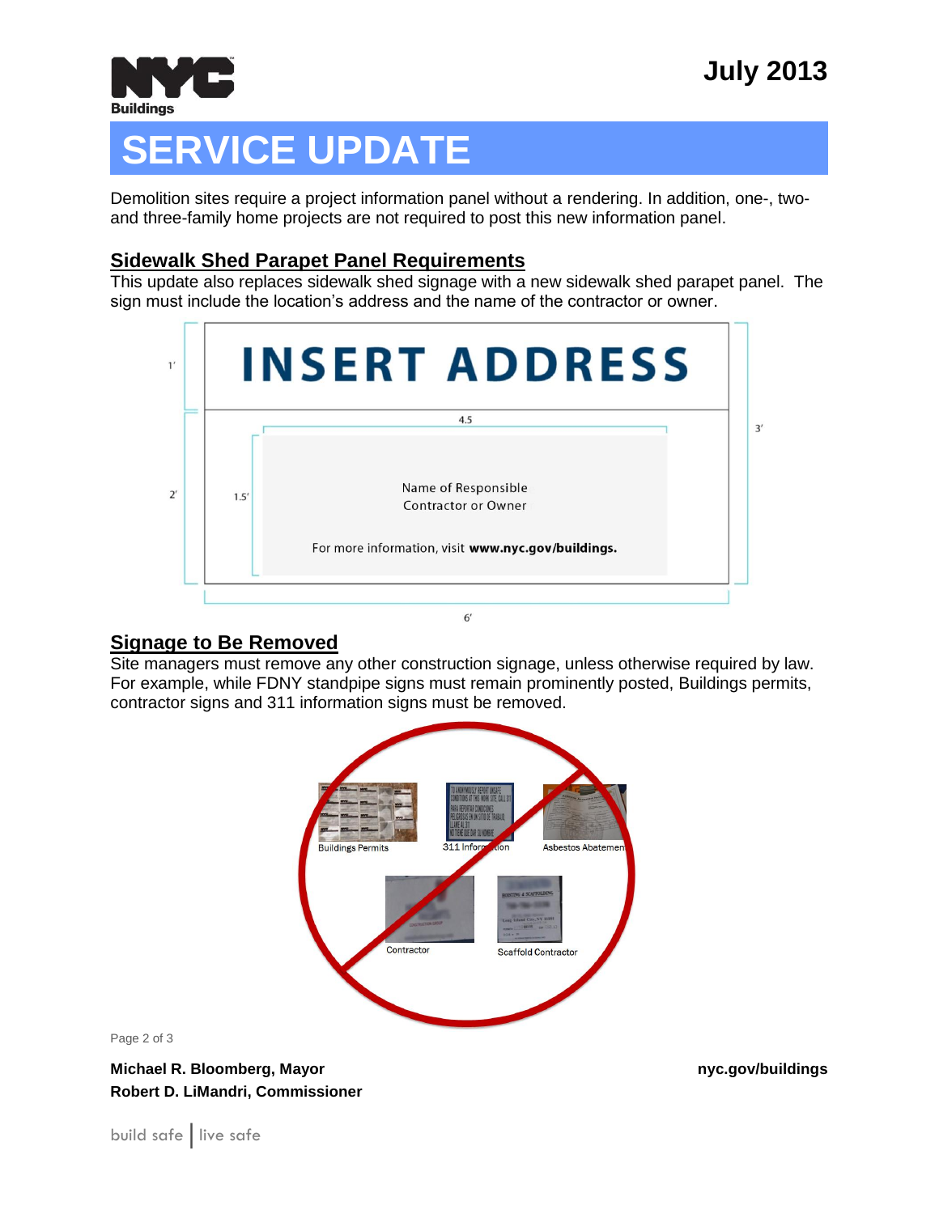# SERVICE UPDATE

Demolition sites require a project information panel without a rendering. In addition, one-, two- and three-family home projects are not required to post this new information panel.

## Sidewalk Shed Parapet Panel Requirements

This update also replaces sidewalk shed signage with a new sidewalk shed parapet panel. The sign must include the location's address and the name of the contractor or owner.

**INSERT ADDRESS**

Name of Responsible Contractor or Owner

For more information, visit **www.nyc.gov/buildings.**

1′ 2′ 3′ 1.5′ 4.5 6′

## Signage to Be Removed

Site managers must remove any other construction signage, unless otherwise required by law. For example, while FDNY standpipe signs must remain prominently posted, Buildings permits, contractor signs and 311 information signs must be removed.

Buildings Permits | 311 Information | Asbestos Abatement | Contractor | Scaffold Contractor

**Michael R. Bloomberg, Mayor**
**Robert D. LiMandri, Commissioner**

**nyc.gov/buildings**

build safe | live safe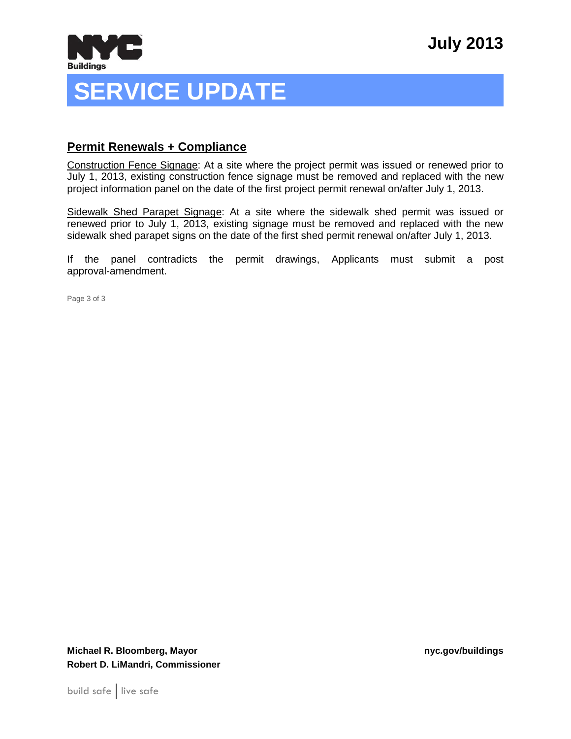## Permit Renewals + Compliance

Construction Fence Signage: At a site where the project permit was issued or renewed prior to July 1, 2013, existing construction fence signage must be removed and replaced with the new project information panel on the date of the first project permit renewal on/after July 1, 2013.

Sidewalk Shed Parapet Signage: At a site where the sidewalk shed permit was issued or renewed prior to July 1, 2013, existing signage must be removed and replaced with the new sidewalk shed parapet signs on the date of the first shed permit renewal on/after July 1, 2013.

If the panel contradicts the permit drawings, Applicants must submit a post approval-amendment.